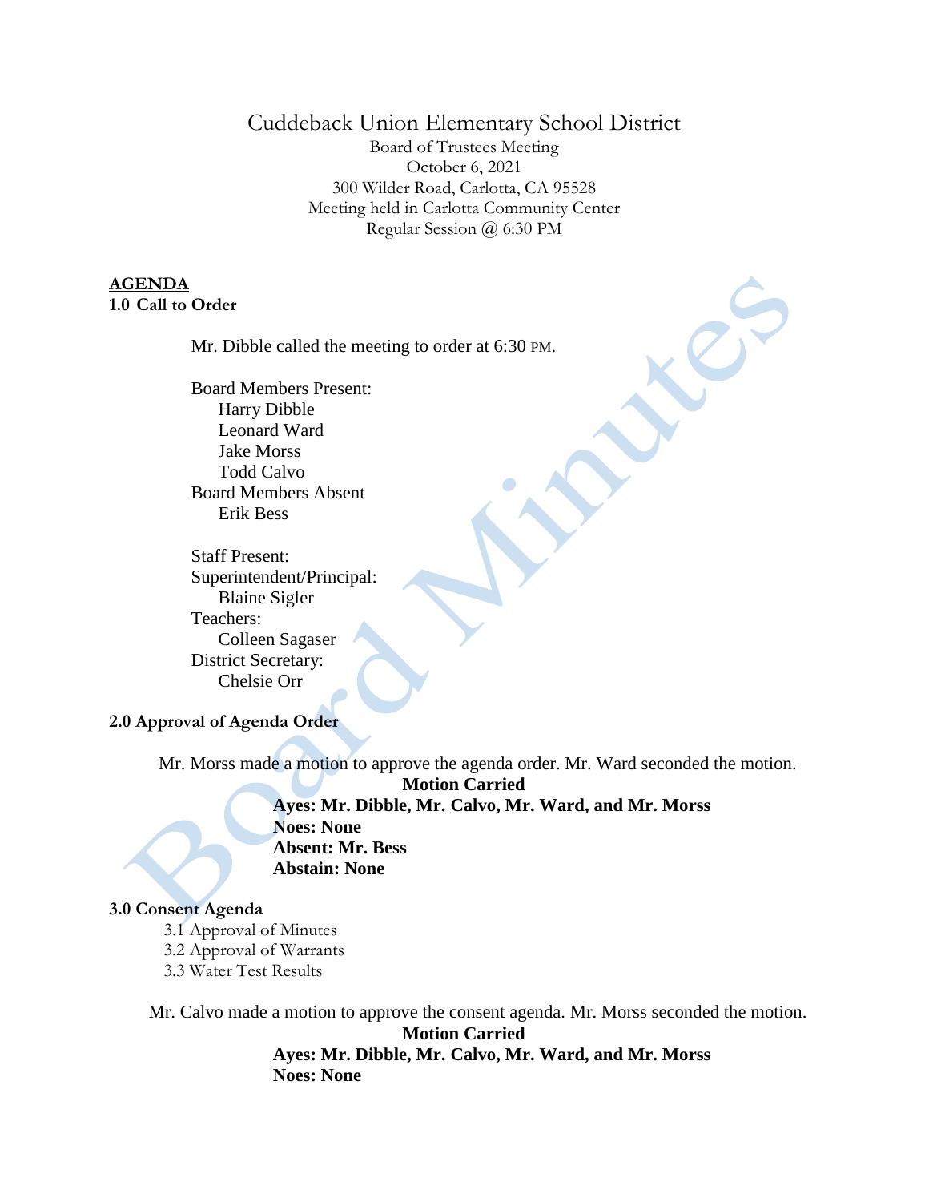# Cuddeback Union Elementary School District

Board of Trustees Meeting
October 6, 2021
300 Wilder Road, Carlotta, CA 95528
Meeting held in Carlotta Community Center
Regular Session @ 6:30 PM

## AGENDA

### 1.0 Call to Order

Mr. Dibble called the meeting to order at 6:30 PM.

Board Members Present:
- Harry Dibble
- Leonard Ward
- Jake Morss
- Todd Calvo

Board Members Absent
- Erik Bess

Staff Present:

Superintendent/Principal:
- Blaine Sigler

Teachers:
- Colleen Sagaser

District Secretary:
- Chelsie Orr

### 2.0 Approval of Agenda Order

Mr. Morss made a motion to approve the agenda order. Mr. Ward seconded the motion.

**Motion Carried**

**Ayes: Mr. Dibble, Mr. Calvo, Mr. Ward, and Mr. Morss**
**Noes: None**
**Absent: Mr. Bess**
**Abstain: None**

### 3.0 Consent Agenda

3.1 Approval of Minutes
3.2 Approval of Warrants
3.3 Water Test Results

Mr. Calvo made a motion to approve the consent agenda. Mr. Morss seconded the motion.

**Motion Carried**

**Ayes: Mr. Dibble, Mr. Calvo, Mr. Ward, and Mr. Morss**
**Noes: None**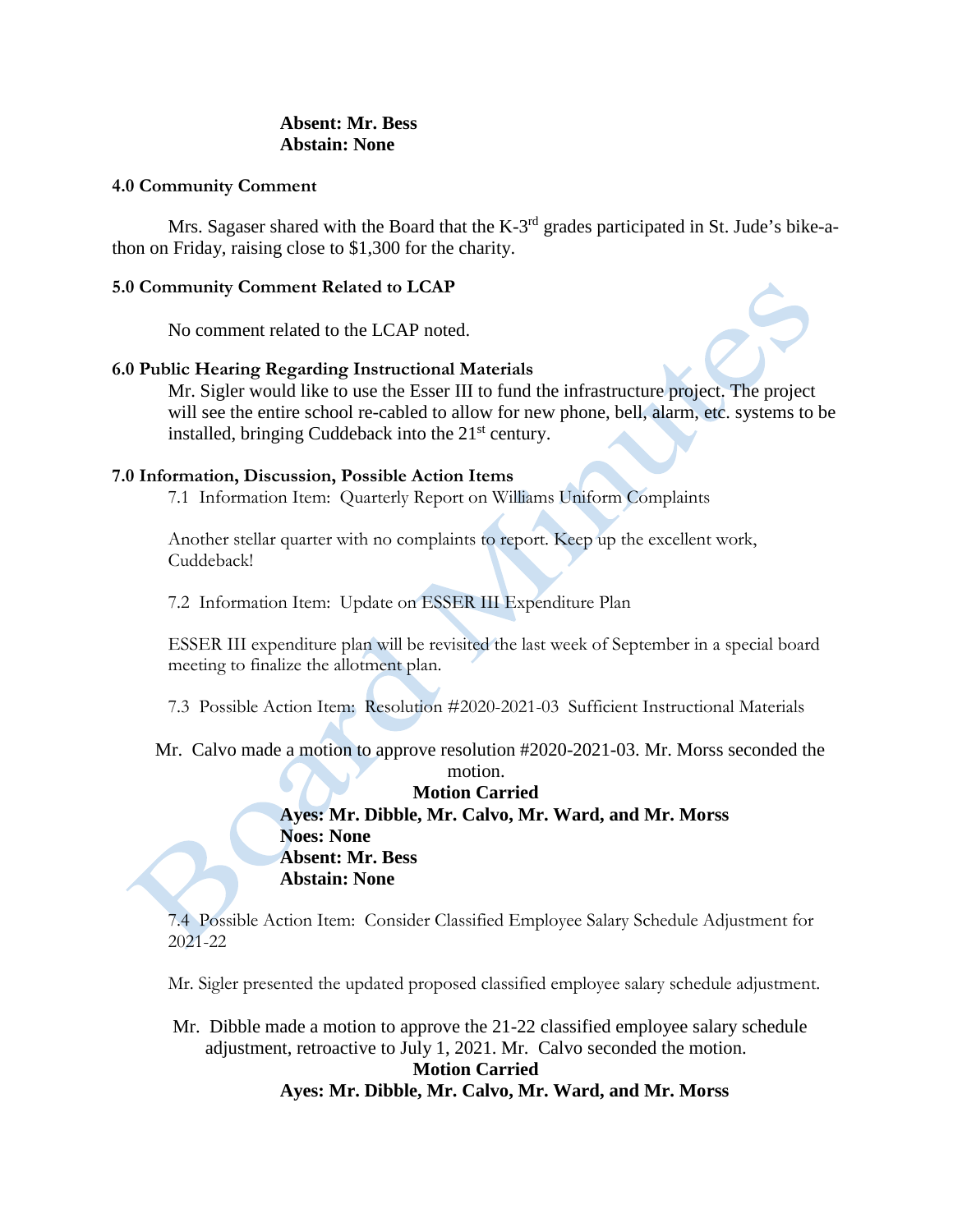**Absent: Mr. Bess**
**Abstain: None**

**4.0 Community Comment**

Mrs. Sagaser shared with the Board that the K-3rd grades participated in St. Jude's bike-a-thon on Friday, raising close to $1,300 for the charity.

**5.0 Community Comment Related to LCAP**

No comment related to the LCAP noted.

**6.0 Public Hearing Regarding Instructional Materials**

Mr. Sigler would like to use the Esser III to fund the infrastructure project. The project will see the entire school re-cabled to allow for new phone, bell, alarm, etc. systems to be installed, bringing Cuddeback into the 21st century.

**7.0 Information, Discussion, Possible Action Items**

7.1 Information Item: Quarterly Report on Williams Uniform Complaints

Another stellar quarter with no complaints to report. Keep up the excellent work, Cuddeback!

7.2 Information Item: Update on ESSER III Expenditure Plan

ESSER III expenditure plan will be revisited the last week of September in a special board meeting to finalize the allotment plan.

7.3 Possible Action Item: Resolution #2020-2021-03 Sufficient Instructional Materials

Mr. Calvo made a motion to approve resolution #2020-2021-03. Mr. Morss seconded the motion.

**Motion Carried**
**Ayes: Mr. Dibble, Mr. Calvo, Mr. Ward, and Mr. Morss**
**Noes: None**
**Absent: Mr. Bess**
**Abstain: None**

7.4 Possible Action Item: Consider Classified Employee Salary Schedule Adjustment for 2021-22

Mr. Sigler presented the updated proposed classified employee salary schedule adjustment.

Mr. Dibble made a motion to approve the 21-22 classified employee salary schedule adjustment, retroactive to July 1, 2021. Mr. Calvo seconded the motion.

**Motion Carried**
**Ayes: Mr. Dibble, Mr. Calvo, Mr. Ward, and Mr. Morss**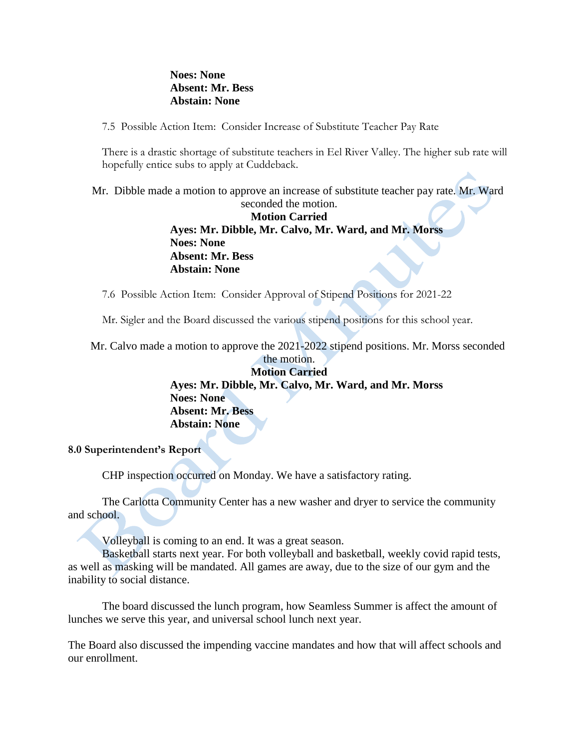**Noes: None**
**Absent: Mr. Bess**
**Abstain: None**

7.5 Possible Action Item: Consider Increase of Substitute Teacher Pay Rate

There is a drastic shortage of substitute teachers in Eel River Valley. The higher sub rate will hopefully entice subs to apply at Cuddeback.

Mr. Dibble made a motion to approve an increase of substitute teacher pay rate. Mr. Ward seconded the motion.

**Motion Carried**
**Ayes: Mr. Dibble, Mr. Calvo, Mr. Ward, and Mr. Morss**
**Noes: None**
**Absent: Mr. Bess**
**Abstain: None**

7.6 Possible Action Item: Consider Approval of Stipend Positions for 2021-22

Mr. Sigler and the Board discussed the various stipend positions for this school year.

Mr. Calvo made a motion to approve the 2021-2022 stipend positions. Mr. Morss seconded the motion.

**Motion Carried**
**Ayes: Mr. Dibble, Mr. Calvo, Mr. Ward, and Mr. Morss**
**Noes: None**
**Absent: Mr. Bess**
**Abstain: None**

**8.0 Superintendent's Report**

CHP inspection occurred on Monday. We have a satisfactory rating.

The Carlotta Community Center has a new washer and dryer to service the community and school.

Volleyball is coming to an end. It was a great season.
Basketball starts next year. For both volleyball and basketball, weekly covid rapid tests, as well as masking will be mandated. All games are away, due to the size of our gym and the inability to social distance.

The board discussed the lunch program, how Seamless Summer is affect the amount of lunches we serve this year, and universal school lunch next year.

The Board also discussed the impending vaccine mandates and how that will affect schools and our enrollment.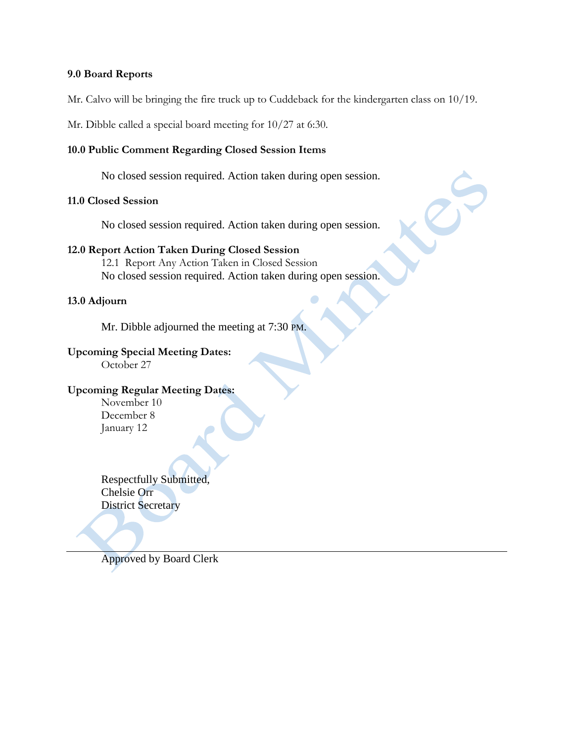**9.0 Board Reports**

Mr. Calvo will be bringing the fire truck up to Cuddeback for the kindergarten class on 10/19.

Mr. Dibble called a special board meeting for 10/27 at 6:30.

**10.0 Public Comment Regarding Closed Session Items**

No closed session required. Action taken during open session.

**11.0 Closed Session**

No closed session required. Action taken during open session.

**12.0 Report Action Taken During Closed Session**

12.1 Report Any Action Taken in Closed Session

No closed session required. Action taken during open session.

**13.0 Adjourn**

Mr. Dibble adjourned the meeting at 7:30 PM.

**Upcoming Special Meeting Dates:**

October 27

**Upcoming Regular Meeting Dates:**

November 10
December 8
January 12

Respectfully Submitted,
Chelsie Orr
District Secretary

---

Approved by Board Clerk